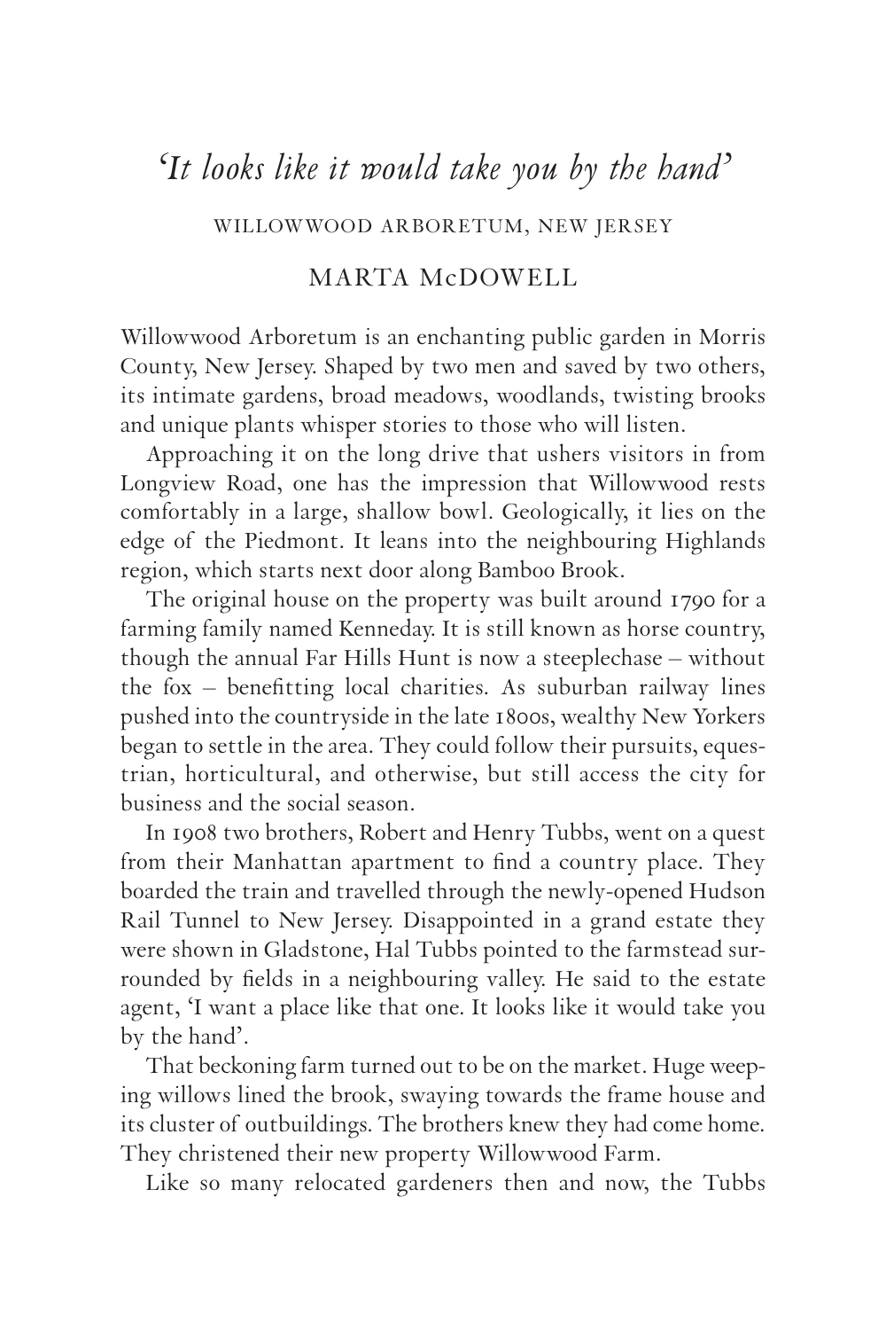# *'It looks like it would take you by the hand'*

WILLOWWOOD ARBORETUM, NEW JERSEY

MARTA McDOWELL

Willowwood Arboretum is an enchanting public garden in Morris County, New Jersey. Shaped by two men and saved by two others, its intimate gardens, broad meadows, woodlands, twisting brooks and unique plants whisper stories to those who will listen.

Approaching it on the long drive that ushers visitors in from Longview Road, one has the impression that Willowwood rests comfortably in a large, shallow bowl. Geologically, it lies on the edge of the Piedmont. It leans into the neighbouring Highlands region, which starts next door along Bamboo Brook.

The original house on the property was built around 1790 for a farming family named Kenneday. It is still known as horse country, though the annual Far Hills Hunt is now a steeplechase – without the fox – benefitting local charities. As suburban railway lines pushed into the countryside in the late 1800s, wealthy New Yorkers began to settle in the area. They could follow their pursuits, equestrian, horticultural, and otherwise, but still access the city for business and the social season.

In 1908 two brothers, Robert and Henry Tubbs, went on a quest from their Manhattan apartment to find a country place. They boarded the train and travelled through the newly-opened Hudson Rail Tunnel to New Jersey. Disappointed in a grand estate they were shown in Gladstone, Hal Tubbs pointed to the farmstead surrounded by fields in a neighbouring valley. He said to the estate agent, 'I want a place like that one. It looks like it would take you by the hand'.

That beckoning farm turned out to be on the market. Huge weeping willows lined the brook, swaying towards the frame house and its cluster of outbuildings. The brothers knew they had come home. They christened their new property Willowwood Farm.

Like so many relocated gardeners then and now, the Tubbs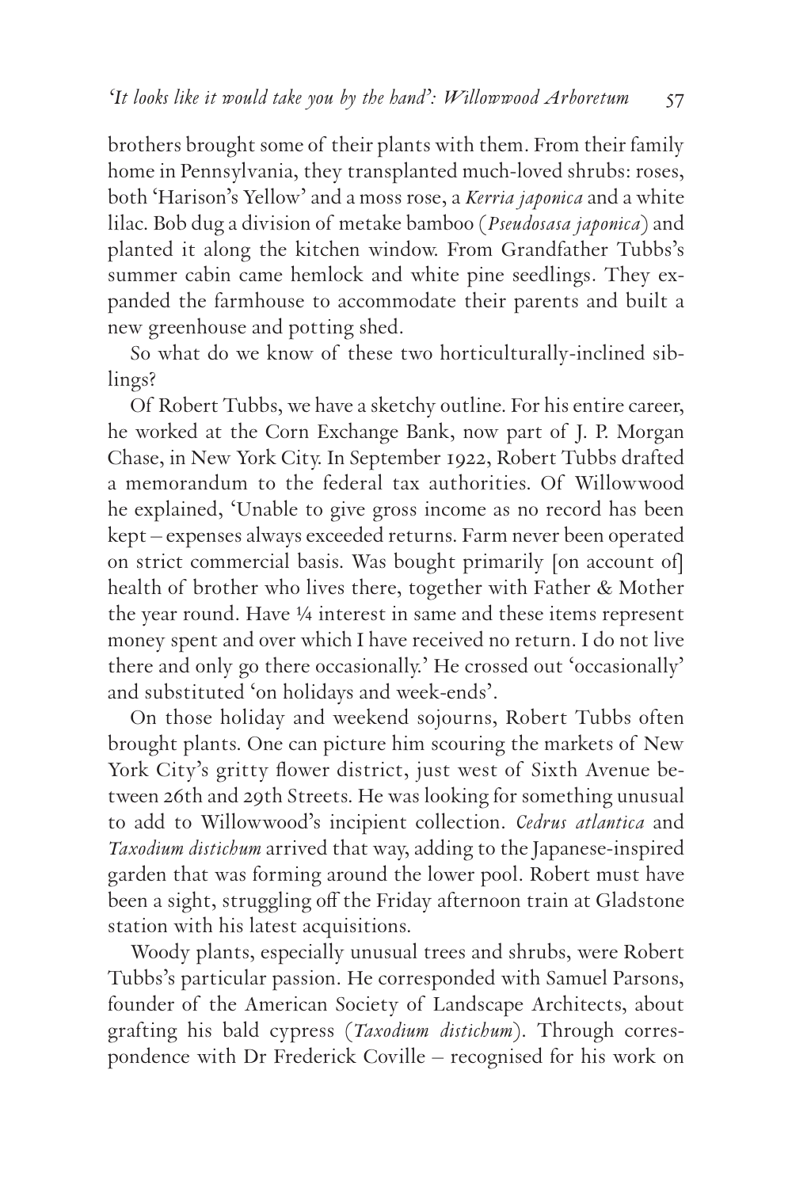brothers brought some of their plants with them. From their family home in Pennsylvania, they transplanted much-loved shrubs: roses, both 'Harison's Yellow' and a moss rose, a *Kerria japonica* and a white lilac. Bob dug a division of metake bamboo (*Pseudosasa japonica*) and planted it along the kitchen window. From Grandfather Tubbs's summer cabin came hemlock and white pine seedlings. They expanded the farmhouse to accommodate their parents and built a new greenhouse and potting shed.

So what do we know of these two horticulturally-inclined siblings?

Of Robert Tubbs, we have a sketchy outline. For his entire career, he worked at the Corn Exchange Bank, now part of J. P. Morgan Chase, in New York City. In September 1922, Robert Tubbs drafted a memorandum to the federal tax authorities. Of Willowwood he explained, 'Unable to give gross income as no record has been kept – expenses always exceeded returns. Farm never been operated on strict commercial basis. Was bought primarily [on account of] health of brother who lives there, together with Father & Mother the year round. Have ¼ interest in same and these items represent money spent and over which I have received no return. I do not live there and only go there occasionally.' He crossed out 'occasionally' and substituted 'on holidays and week-ends'.

On those holiday and weekend sojourns, Robert Tubbs often brought plants. One can picture him scouring the markets of New York City's gritty flower district, just west of Sixth Avenue between 26th and 29th Streets. He was looking for something unusual to add to Willowwood's incipient collection. *Cedrus atlantica* and *Taxodium distichum* arrived that way, adding to the Japanese-inspired garden that was forming around the lower pool. Robert must have been a sight, struggling off the Friday afternoon train at Gladstone station with his latest acquisitions.

Woody plants, especially unusual trees and shrubs, were Robert Tubbs's particular passion. He corresponded with Samuel Parsons, founder of the American Society of Landscape Architects, about grafting his bald cypress (*Taxodium distichum*). Through correspondence with Dr Frederick Coville – recognised for his work on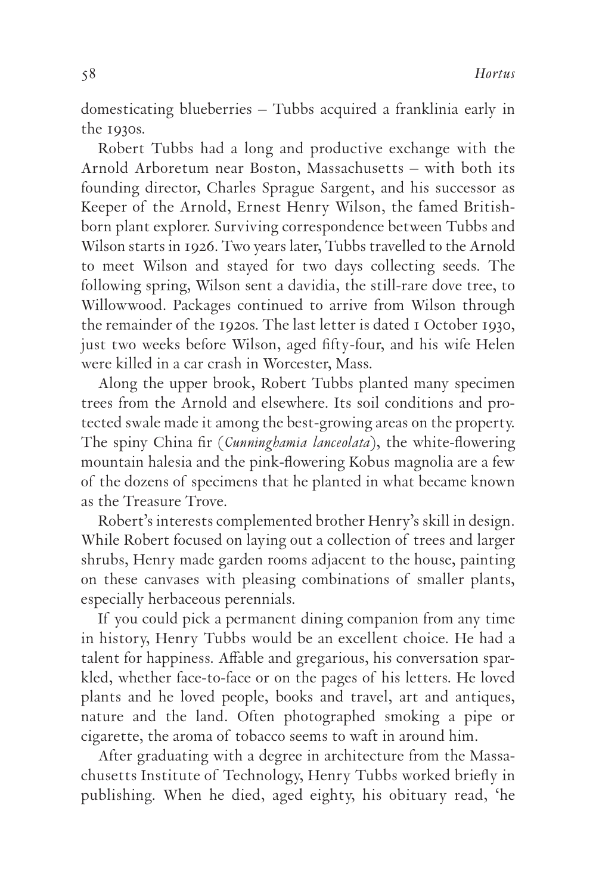domesticating blueberries – Tubbs acquired a franklinia early in the 1930s.

Robert Tubbs had a long and productive exchange with the Arnold Arboretum near Boston, Massachusetts – with both its founding director, Charles Sprague Sargent, and his successor as Keeper of the Arnold, Ernest Henry Wilson, the famed British-born plant explorer. Surviving correspondence between Tubbs and Wilson starts in 1926. Two years later, Tubbs travelled to the Arnold to meet Wilson and stayed for two days collecting seeds. The following spring, Wilson sent a davidia, the still-rare dove tree, to Willowwood. Packages continued to arrive from Wilson through the remainder of the 1920s. The last letter is dated 1 October 1930, just two weeks before Wilson, aged fifty-four, and his wife Helen were killed in a car crash in Worcester, Mass.

Along the upper brook, Robert Tubbs planted many specimen trees from the Arnold and elsewhere. Its soil conditions and protected swale made it among the best-growing areas on the property. The spiny China fir (*Cunninghamia lanceolata*), the white-flowering mountain halesia and the pink-flowering Kobus magnolia are a few of the dozens of specimens that he planted in what became known as the Treasure Trove.

Robert's interests complemented brother Henry's skill in design. While Robert focused on laying out a collection of trees and larger shrubs, Henry made garden rooms adjacent to the house, painting on these canvases with pleasing combinations of smaller plants, especially herbaceous perennials.

If you could pick a permanent dining companion from any time in history, Henry Tubbs would be an excellent choice. He had a talent for happiness. Affable and gregarious, his conversation sparkled, whether face-to-face or on the pages of his letters. He loved plants and he loved people, books and travel, art and antiques, nature and the land. Often photographed smoking a pipe or cigarette, the aroma of tobacco seems to waft in around him.

After graduating with a degree in architecture from the Massachusetts Institute of Technology, Henry Tubbs worked briefly in publishing. When he died, aged eighty, his obituary read, 'he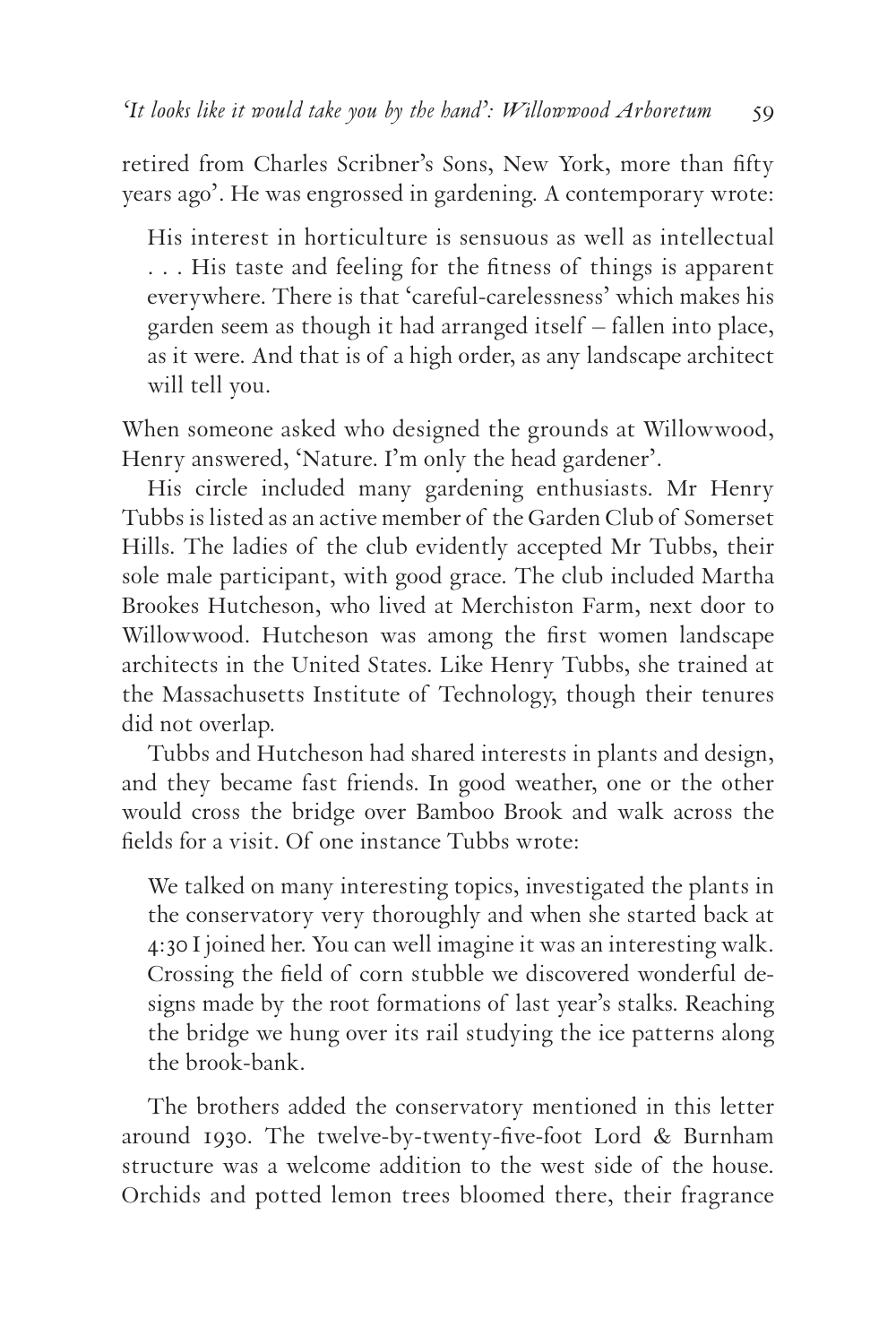retired from Charles Scribner's Sons, New York, more than fifty years ago'. He was engrossed in gardening. A contemporary wrote:

> His interest in horticulture is sensuous as well as intellectual . . . His taste and feeling for the fitness of things is apparent everywhere. There is that 'careful-carelessness' which makes his garden seem as though it had arranged itself – fallen into place, as it were. And that is of a high order, as any landscape architect will tell you.

When someone asked who designed the grounds at Willowwood, Henry answered, 'Nature. I'm only the head gardener'.

His circle included many gardening enthusiasts. Mr Henry Tubbs is listed as an active member of the Garden Club of Somerset Hills. The ladies of the club evidently accepted Mr Tubbs, their sole male participant, with good grace. The club included Martha Brookes Hutcheson, who lived at Merchiston Farm, next door to Willowwood. Hutcheson was among the first women landscape architects in the United States. Like Henry Tubbs, she trained at the Massachusetts Institute of Technology, though their tenures did not overlap.

Tubbs and Hutcheson had shared interests in plants and design, and they became fast friends. In good weather, one or the other would cross the bridge over Bamboo Brook and walk across the fields for a visit. Of one instance Tubbs wrote:

> We talked on many interesting topics, investigated the plants in the conservatory very thoroughly and when she started back at 4:30 I joined her. You can well imagine it was an interesting walk. Crossing the field of corn stubble we discovered wonderful designs made by the root formations of last year's stalks. Reaching the bridge we hung over its rail studying the ice patterns along the brook-bank.

The brothers added the conservatory mentioned in this letter around 1930. The twelve-by-twenty-five-foot Lord & Burnham structure was a welcome addition to the west side of the house. Orchids and potted lemon trees bloomed there, their fragrance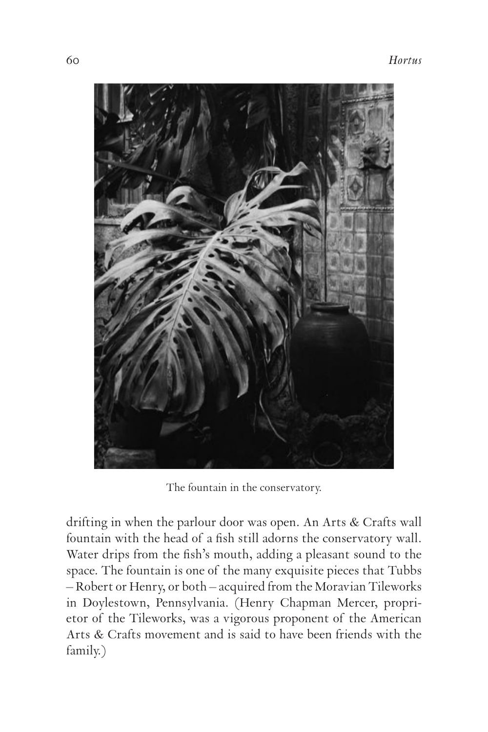The fountain in the conservatory.

drifting in when the parlour door was open. An Arts & Crafts wall fountain with the head of a fish still adorns the conservatory wall. Water drips from the fish's mouth, adding a pleasant sound to the space. The fountain is one of the many exquisite pieces that Tubbs – Robert or Henry, or both – acquired from the Moravian Tileworks in Doylestown, Pennsylvania. (Henry Chapman Mercer, proprietor of the Tileworks, was a vigorous proponent of the American Arts & Crafts movement and is said to have been friends with the family.)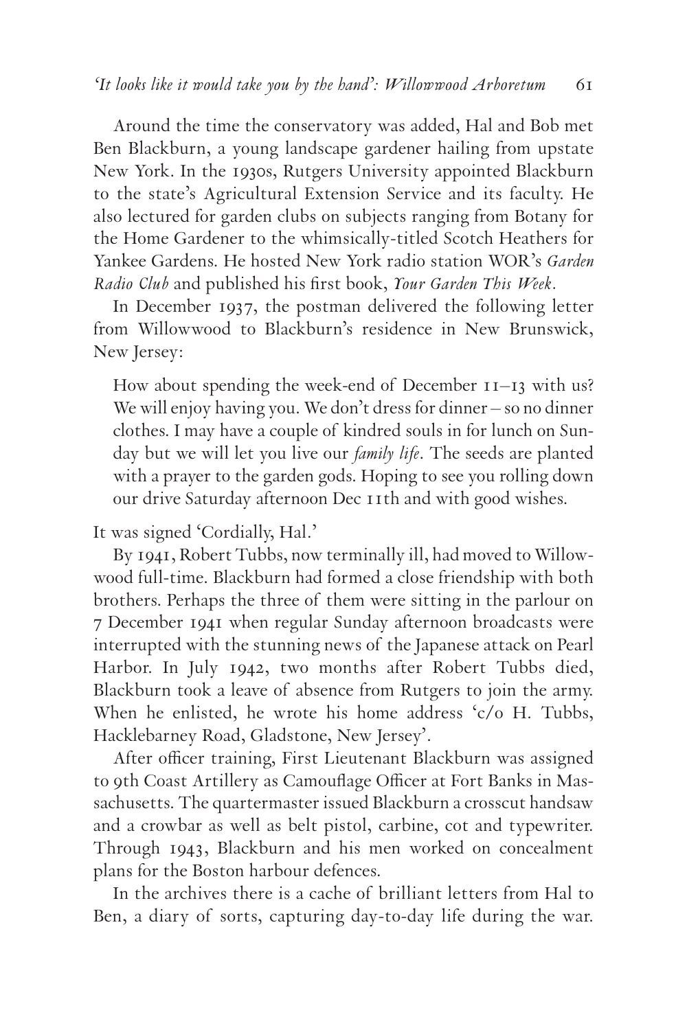Around the time the conservatory was added, Hal and Bob met Ben Blackburn, a young landscape gardener hailing from upstate New York. In the 1930s, Rutgers University appointed Blackburn to the state's Agricultural Extension Service and its faculty. He also lectured for garden clubs on subjects ranging from Botany for the Home Gardener to the whimsically-titled Scotch Heathers for Yankee Gardens. He hosted New York radio station WOR's *Garden Radio Club* and published his first book, *Your Garden This Week*.

In December 1937, the postman delivered the following letter from Willowwood to Blackburn's residence in New Brunswick, New Jersey:

> How about spending the week-end of December 11–13 with us? We will enjoy having you. We don't dress for dinner – so no dinner clothes. I may have a couple of kindred souls in for lunch on Sunday but we will let you live our *family life*. The seeds are planted with a prayer to the garden gods. Hoping to see you rolling down our drive Saturday afternoon Dec 11th and with good wishes.

It was signed 'Cordially, Hal.'

By 1941, Robert Tubbs, now terminally ill, had moved to Willowwood full-time. Blackburn had formed a close friendship with both brothers. Perhaps the three of them were sitting in the parlour on 7 December 1941 when regular Sunday afternoon broadcasts were interrupted with the stunning news of the Japanese attack on Pearl Harbor. In July 1942, two months after Robert Tubbs died, Blackburn took a leave of absence from Rutgers to join the army. When he enlisted, he wrote his home address 'c/o H. Tubbs, Hacklebarney Road, Gladstone, New Jersey'.

After officer training, First Lieutenant Blackburn was assigned to 9th Coast Artillery as Camouflage Officer at Fort Banks in Massachusetts. The quartermaster issued Blackburn a crosscut handsaw and a crowbar as well as belt pistol, carbine, cot and typewriter. Through 1943, Blackburn and his men worked on concealment plans for the Boston harbour defences.

In the archives there is a cache of brilliant letters from Hal to Ben, a diary of sorts, capturing day-to-day life during the war.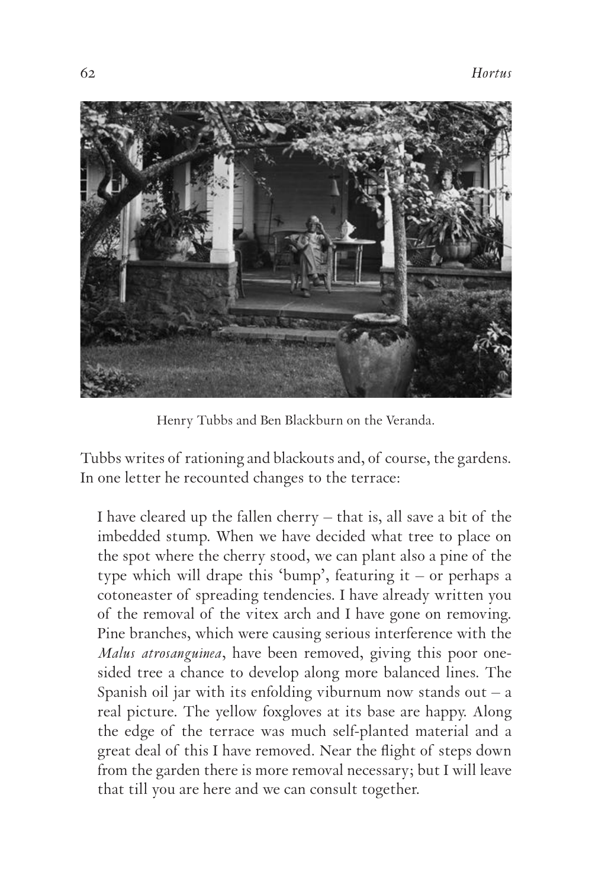Henry Tubbs and Ben Blackburn on the Veranda.

Tubbs writes of rationing and blackouts and, of course, the gardens. In one letter he recounted changes to the terrace:

> I have cleared up the fallen cherry – that is, all save a bit of the imbedded stump. When we have decided what tree to place on the spot where the cherry stood, we can plant also a pine of the type which will drape this 'bump', featuring it – or perhaps a cotoneaster of spreading tendencies. I have already written you of the removal of the vitex arch and I have gone on removing. Pine branches, which were causing serious interference with the *Malus atrosanguinea*, have been removed, giving this poor one-sided tree a chance to develop along more balanced lines. The Spanish oil jar with its enfolding viburnum now stands out – a real picture. The yellow foxgloves at its base are happy. Along the edge of the terrace was much self-planted material and a great deal of this I have removed. Near the flight of steps down from the garden there is more removal necessary; but I will leave that till you are here and we can consult together.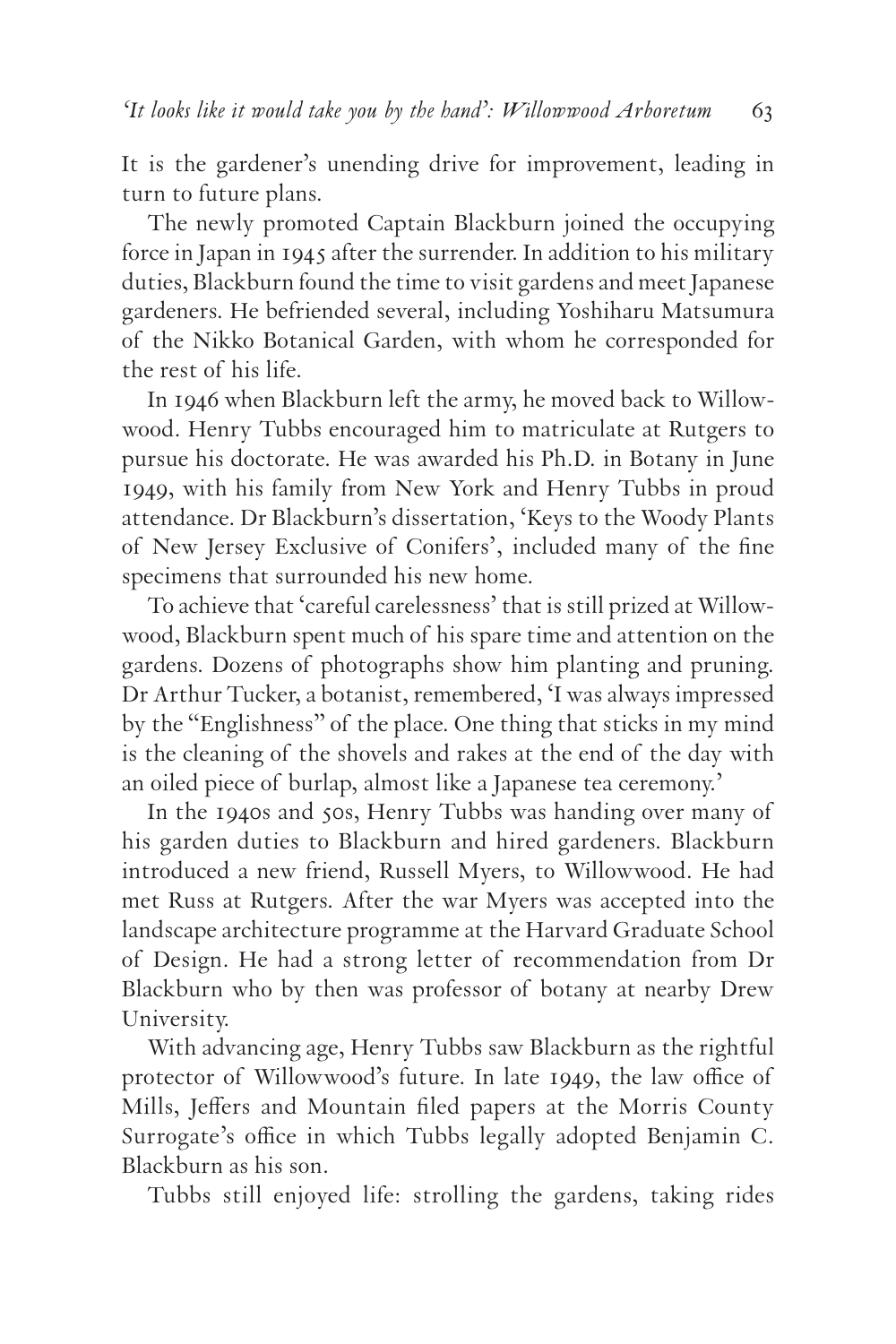It is the gardener's unending drive for improvement, leading in turn to future plans.

The newly promoted Captain Blackburn joined the occupying force in Japan in 1945 after the surrender. In addition to his military duties, Blackburn found the time to visit gardens and meet Japanese gardeners. He befriended several, including Yoshiharu Matsumura of the Nikko Botanical Garden, with whom he corresponded for the rest of his life.

In 1946 when Blackburn left the army, he moved back to Willowwood. Henry Tubbs encouraged him to matriculate at Rutgers to pursue his doctorate. He was awarded his Ph.D. in Botany in June 1949, with his family from New York and Henry Tubbs in proud attendance. Dr Blackburn's dissertation, 'Keys to the Woody Plants of New Jersey Exclusive of Conifers', included many of the fine specimens that surrounded his new home.

To achieve that 'careful carelessness' that is still prized at Willowwood, Blackburn spent much of his spare time and attention on the gardens. Dozens of photographs show him planting and pruning. Dr Arthur Tucker, a botanist, remembered, 'I was always impressed by the "Englishness" of the place. One thing that sticks in my mind is the cleaning of the shovels and rakes at the end of the day with an oiled piece of burlap, almost like a Japanese tea ceremony.'

In the 1940s and 50s, Henry Tubbs was handing over many of his garden duties to Blackburn and hired gardeners. Blackburn introduced a new friend, Russell Myers, to Willowwood. He had met Russ at Rutgers. After the war Myers was accepted into the landscape architecture programme at the Harvard Graduate School of Design. He had a strong letter of recommendation from Dr Blackburn who by then was professor of botany at nearby Drew University.

With advancing age, Henry Tubbs saw Blackburn as the rightful protector of Willowwood's future. In late 1949, the law office of Mills, Jeffers and Mountain filed papers at the Morris County Surrogate's office in which Tubbs legally adopted Benjamin C. Blackburn as his son.

Tubbs still enjoyed life: strolling the gardens, taking rides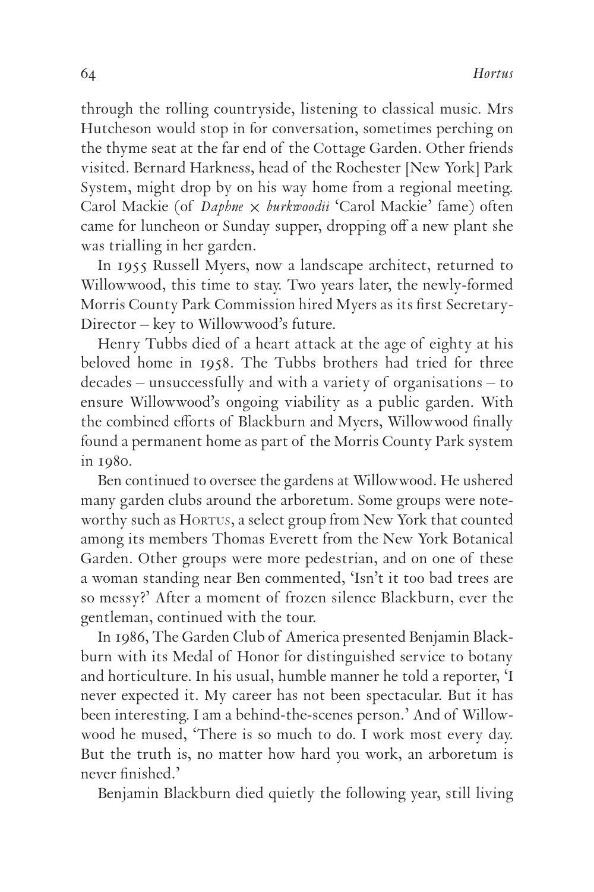through the rolling countryside, listening to classical music. Mrs Hutcheson would stop in for conversation, sometimes perching on the thyme seat at the far end of the Cottage Garden. Other friends visited. Bernard Harkness, head of the Rochester [New York] Park System, might drop by on his way home from a regional meeting. Carol Mackie (of *Daphne* × *burkwoodii* 'Carol Mackie' fame) often came for luncheon or Sunday supper, dropping off a new plant she was trialling in her garden.

In 1955 Russell Myers, now a landscape architect, returned to Willowwood, this time to stay. Two years later, the newly-formed Morris County Park Commission hired Myers as its first Secretary-Director – key to Willowwood's future.

Henry Tubbs died of a heart attack at the age of eighty at his beloved home in 1958. The Tubbs brothers had tried for three decades – unsuccessfully and with a variety of organisations – to ensure Willowwood's ongoing viability as a public garden. With the combined efforts of Blackburn and Myers, Willowwood finally found a permanent home as part of the Morris County Park system in 1980.

Ben continued to oversee the gardens at Willowwood. He ushered many garden clubs around the arboretum. Some groups were noteworthy such as HORTUS, a select group from New York that counted among its members Thomas Everett from the New York Botanical Garden. Other groups were more pedestrian, and on one of these a woman standing near Ben commented, 'Isn't it too bad trees are so messy?' After a moment of frozen silence Blackburn, ever the gentleman, continued with the tour.

In 1986, The Garden Club of America presented Benjamin Blackburn with its Medal of Honor for distinguished service to botany and horticulture. In his usual, humble manner he told a reporter, 'I never expected it. My career has not been spectacular. But it has been interesting. I am a behind-the-scenes person.' And of Willowwood he mused, 'There is so much to do. I work most every day. But the truth is, no matter how hard you work, an arboretum is never finished.'

Benjamin Blackburn died quietly the following year, still living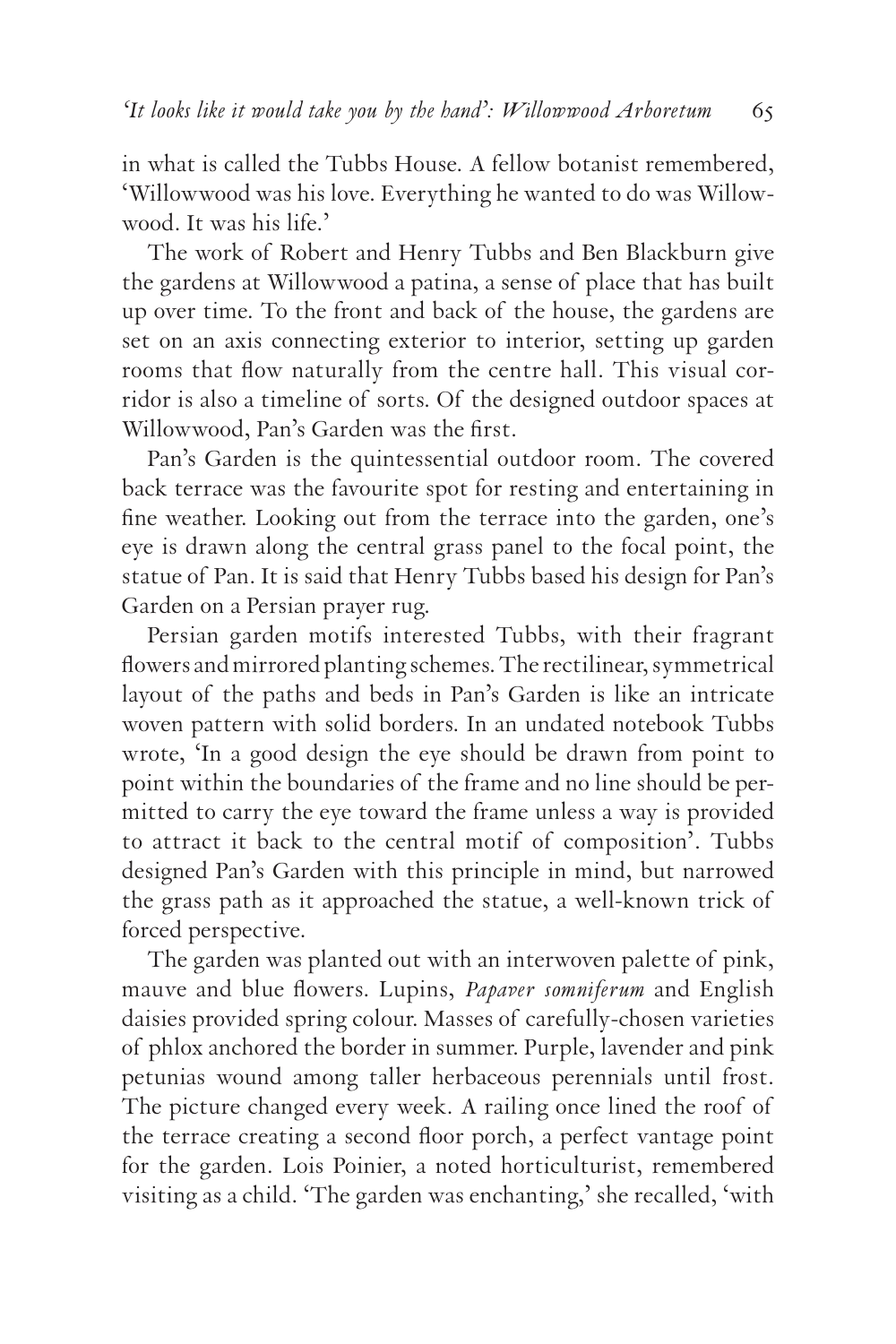in what is called the Tubbs House. A fellow botanist remembered, 'Willowwood was his love. Everything he wanted to do was Willowwood. It was his life.'

The work of Robert and Henry Tubbs and Ben Blackburn give the gardens at Willowwood a patina, a sense of place that has built up over time. To the front and back of the house, the gardens are set on an axis connecting exterior to interior, setting up garden rooms that flow naturally from the centre hall. This visual corridor is also a timeline of sorts. Of the designed outdoor spaces at Willowwood, Pan's Garden was the first.

Pan's Garden is the quintessential outdoor room. The covered back terrace was the favourite spot for resting and entertaining in fine weather. Looking out from the terrace into the garden, one's eye is drawn along the central grass panel to the focal point, the statue of Pan. It is said that Henry Tubbs based his design for Pan's Garden on a Persian prayer rug.

Persian garden motifs interested Tubbs, with their fragrant flowers and mirrored planting schemes. The rectilinear, symmetrical layout of the paths and beds in Pan's Garden is like an intricate woven pattern with solid borders. In an undated notebook Tubbs wrote, 'In a good design the eye should be drawn from point to point within the boundaries of the frame and no line should be permitted to carry the eye toward the frame unless a way is provided to attract it back to the central motif of composition'. Tubbs designed Pan's Garden with this principle in mind, but narrowed the grass path as it approached the statue, a well-known trick of forced perspective.

The garden was planted out with an interwoven palette of pink, mauve and blue flowers. Lupins, *Papaver somniferum* and English daisies provided spring colour. Masses of carefully-chosen varieties of phlox anchored the border in summer. Purple, lavender and pink petunias wound among taller herbaceous perennials until frost. The picture changed every week. A railing once lined the roof of the terrace creating a second floor porch, a perfect vantage point for the garden. Lois Poinier, a noted horticulturist, remembered visiting as a child. 'The garden was enchanting,' she recalled, 'with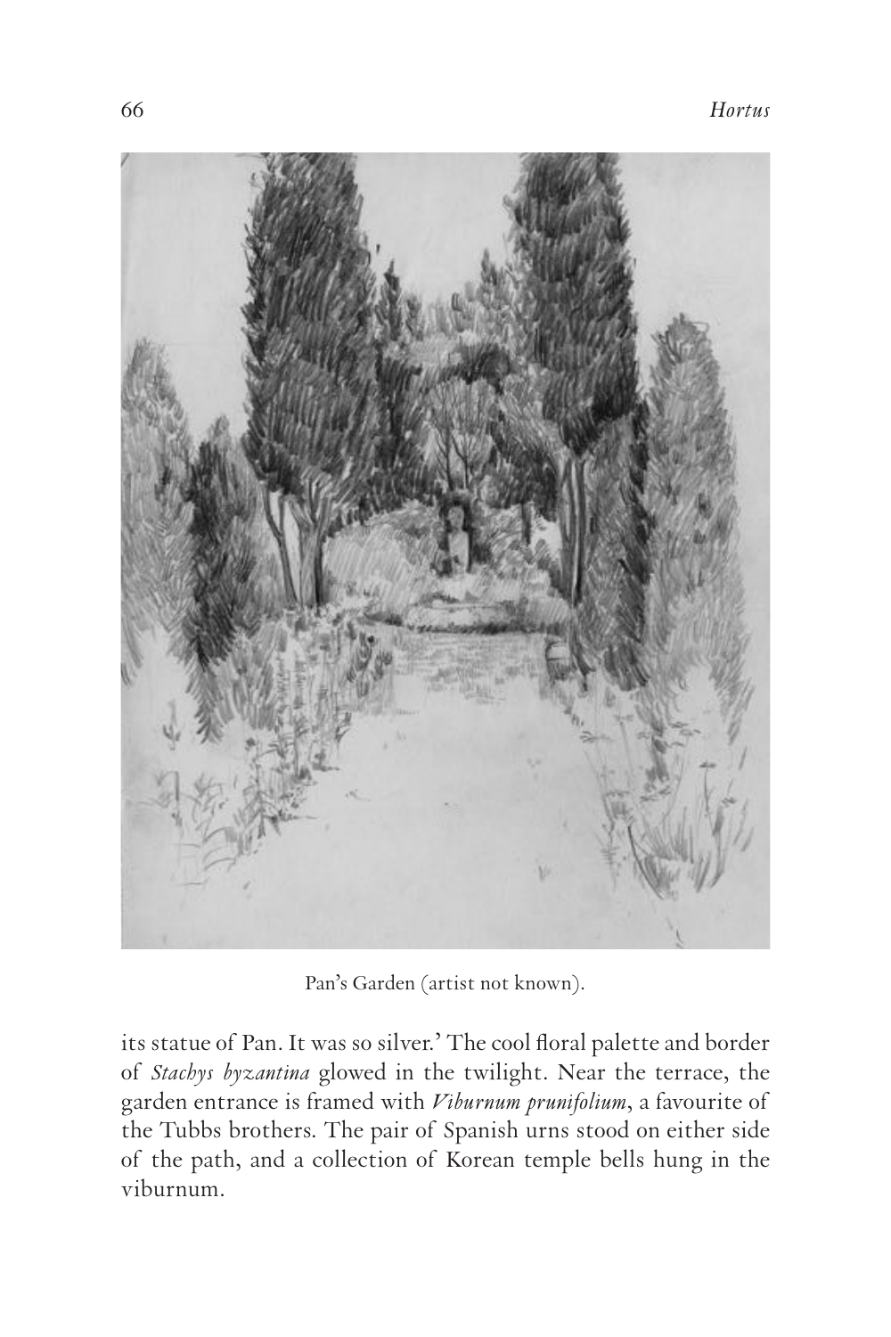Pan's Garden (artist not known).

its statue of Pan. It was so silver.' The cool floral palette and border of *Stachys byzantina* glowed in the twilight. Near the terrace, the garden entrance is framed with *Viburnum prunifolium*, a favourite of the Tubbs brothers. The pair of Spanish urns stood on either side of the path, and a collection of Korean temple bells hung in the viburnum.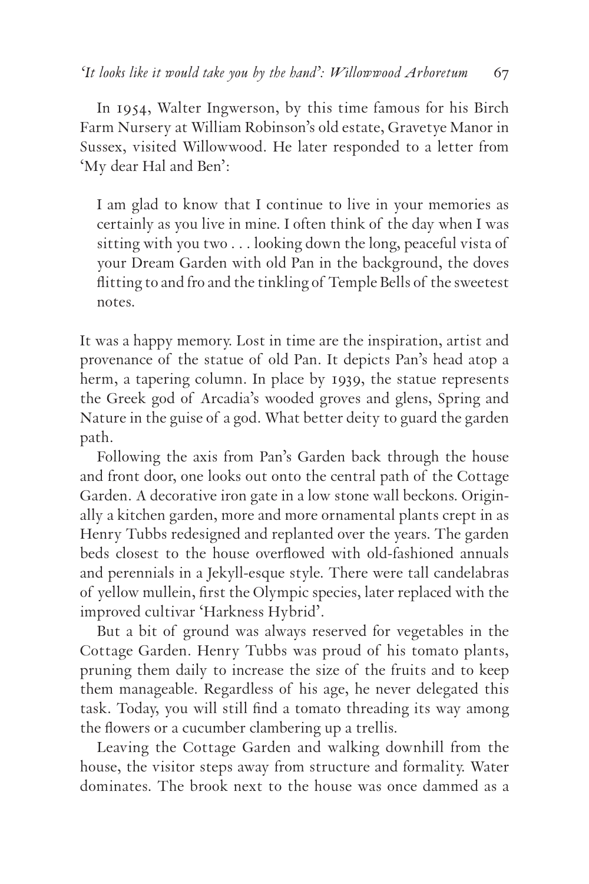In 1954, Walter Ingwerson, by this time famous for his Birch Farm Nursery at William Robinson's old estate, Gravetye Manor in Sussex, visited Willowwood. He later responded to a letter from 'My dear Hal and Ben':

> I am glad to know that I continue to live in your memories as certainly as you live in mine. I often think of the day when I was sitting with you two . . . looking down the long, peaceful vista of your Dream Garden with old Pan in the background, the doves flitting to and fro and the tinkling of Temple Bells of the sweetest notes.

It was a happy memory. Lost in time are the inspiration, artist and provenance of the statue of old Pan. It depicts Pan's head atop a herm, a tapering column. In place by 1939, the statue represents the Greek god of Arcadia's wooded groves and glens, Spring and Nature in the guise of a god. What better deity to guard the garden path.

Following the axis from Pan's Garden back through the house and front door, one looks out onto the central path of the Cottage Garden. A decorative iron gate in a low stone wall beckons. Originally a kitchen garden, more and more ornamental plants crept in as Henry Tubbs redesigned and replanted over the years. The garden beds closest to the house overflowed with old-fashioned annuals and perennials in a Jekyll-esque style. There were tall candelabras of yellow mullein, first the Olympic species, later replaced with the improved cultivar 'Harkness Hybrid'.

But a bit of ground was always reserved for vegetables in the Cottage Garden. Henry Tubbs was proud of his tomato plants, pruning them daily to increase the size of the fruits and to keep them manageable. Regardless of his age, he never delegated this task. Today, you will still find a tomato threading its way among the flowers or a cucumber clambering up a trellis.

Leaving the Cottage Garden and walking downhill from the house, the visitor steps away from structure and formality. Water dominates. The brook next to the house was once dammed as a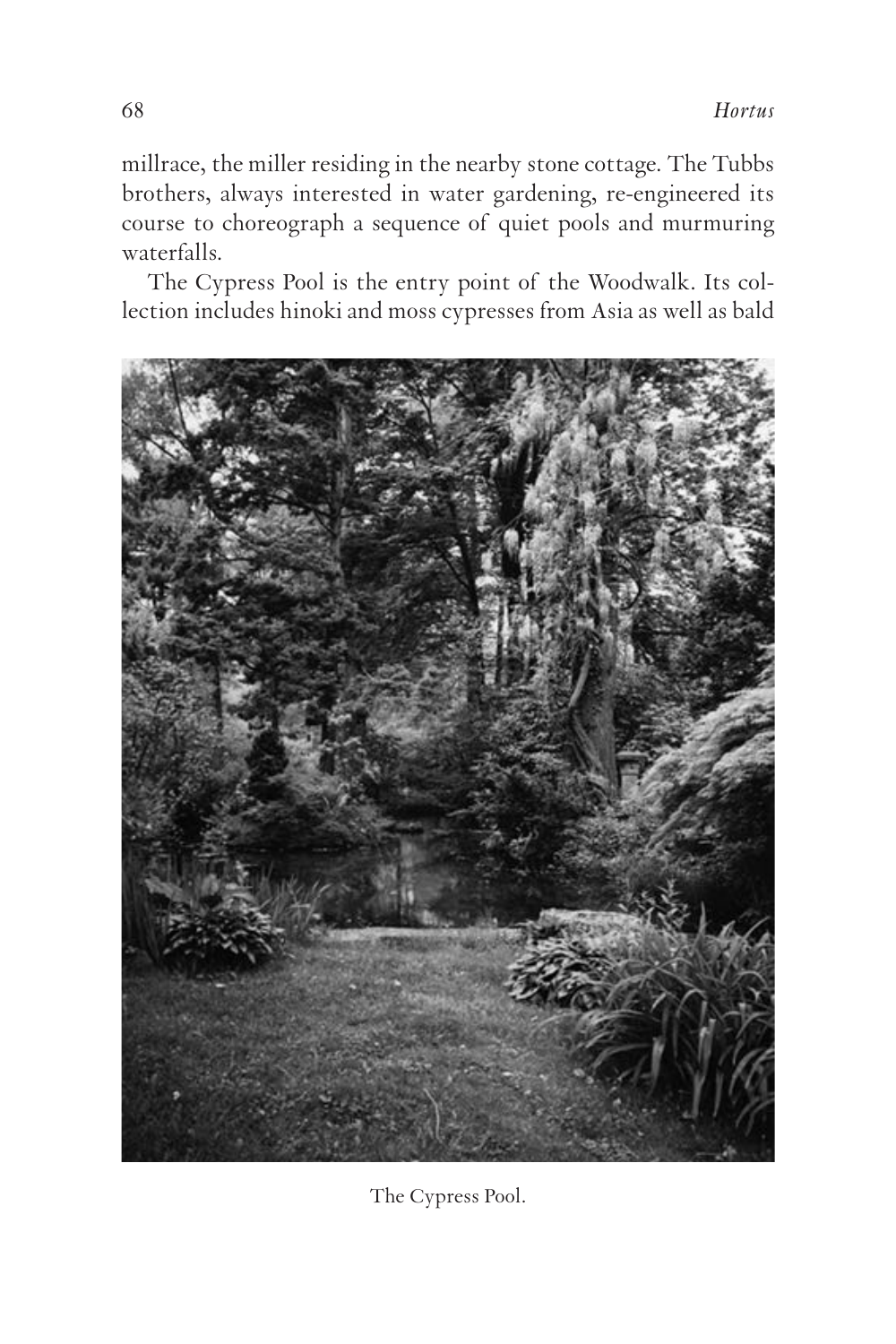millrace, the miller residing in the nearby stone cottage. The Tubbs brothers, always interested in water gardening, re-engineered its course to choreograph a sequence of quiet pools and murmuring waterfalls.

The Cypress Pool is the entry point of the Woodwalk. Its collection includes hinoki and moss cypresses from Asia as well as bald

The Cypress Pool.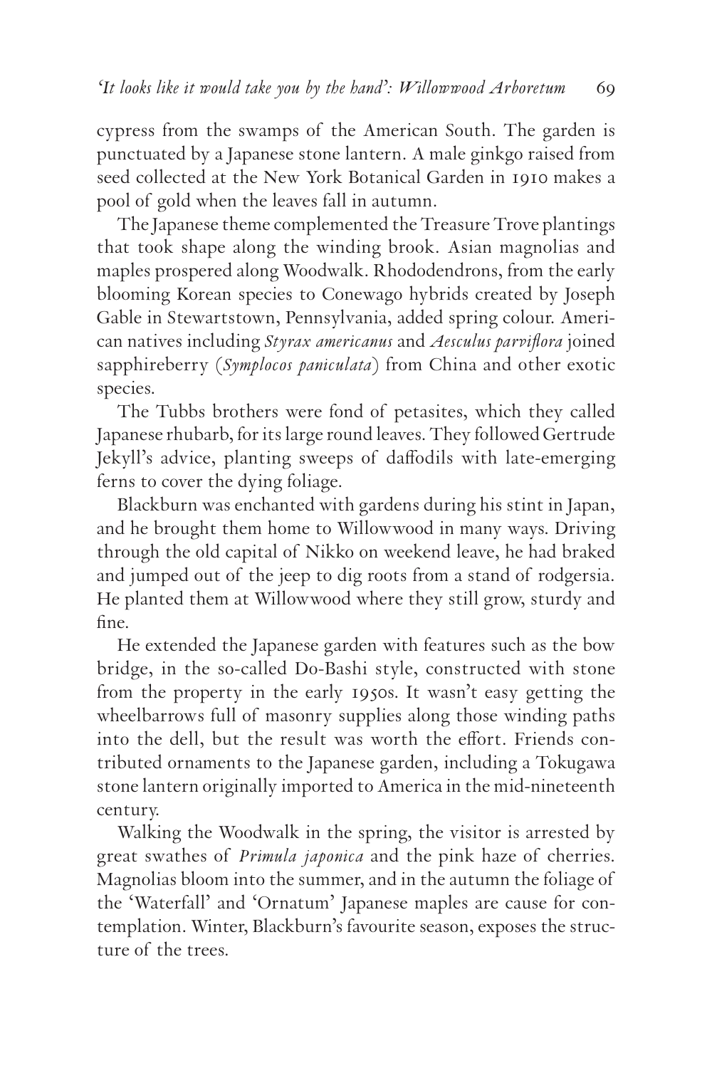cypress from the swamps of the American South. The garden is punctuated by a Japanese stone lantern. A male ginkgo raised from seed collected at the New York Botanical Garden in 1910 makes a pool of gold when the leaves fall in autumn.

The Japanese theme complemented the Treasure Trove plantings that took shape along the winding brook. Asian magnolias and maples prospered along Woodwalk. Rhododendrons, from the early blooming Korean species to Conewago hybrids created by Joseph Gable in Stewartstown, Pennsylvania, added spring colour. American natives including *Styrax americanus* and *Aesculus parviflora* joined sapphireberry (*Symplocos paniculata*) from China and other exotic species.

The Tubbs brothers were fond of petasites, which they called Japanese rhubarb, for its large round leaves. They followed Gertrude Jekyll's advice, planting sweeps of daffodils with late-emerging ferns to cover the dying foliage.

Blackburn was enchanted with gardens during his stint in Japan, and he brought them home to Willowwood in many ways. Driving through the old capital of Nikko on weekend leave, he had braked and jumped out of the jeep to dig roots from a stand of rodgersia. He planted them at Willowwood where they still grow, sturdy and fine.

He extended the Japanese garden with features such as the bow bridge, in the so-called Do-Bashi style, constructed with stone from the property in the early 1950s. It wasn't easy getting the wheelbarrows full of masonry supplies along those winding paths into the dell, but the result was worth the effort. Friends contributed ornaments to the Japanese garden, including a Tokugawa stone lantern originally imported to America in the mid-nineteenth century.

Walking the Woodwalk in the spring, the visitor is arrested by great swathes of *Primula japonica* and the pink haze of cherries. Magnolias bloom into the summer, and in the autumn the foliage of the 'Waterfall' and 'Ornatum' Japanese maples are cause for contemplation. Winter, Blackburn's favourite season, exposes the structure of the trees.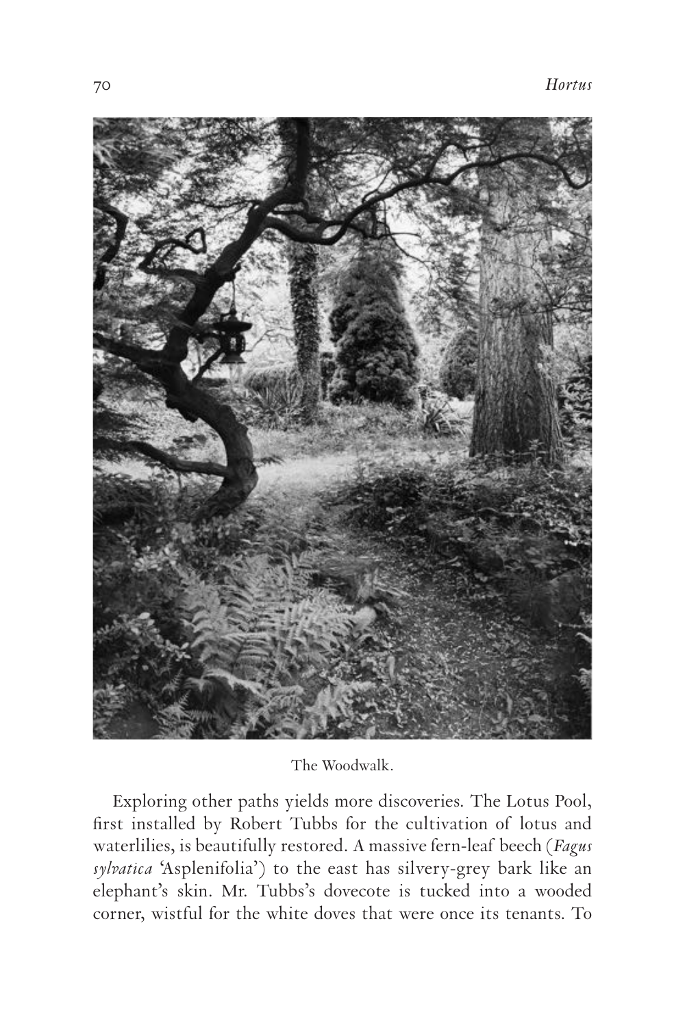The Woodwalk.

Exploring other paths yields more discoveries. The Lotus Pool, first installed by Robert Tubbs for the cultivation of lotus and waterlilies, is beautifully restored. A massive fern-leaf beech (*Fagus sylvatica* 'Asplenifolia') to the east has silvery-grey bark like an elephant's skin. Mr. Tubbs's dovecote is tucked into a wooded corner, wistful for the white doves that were once its tenants. To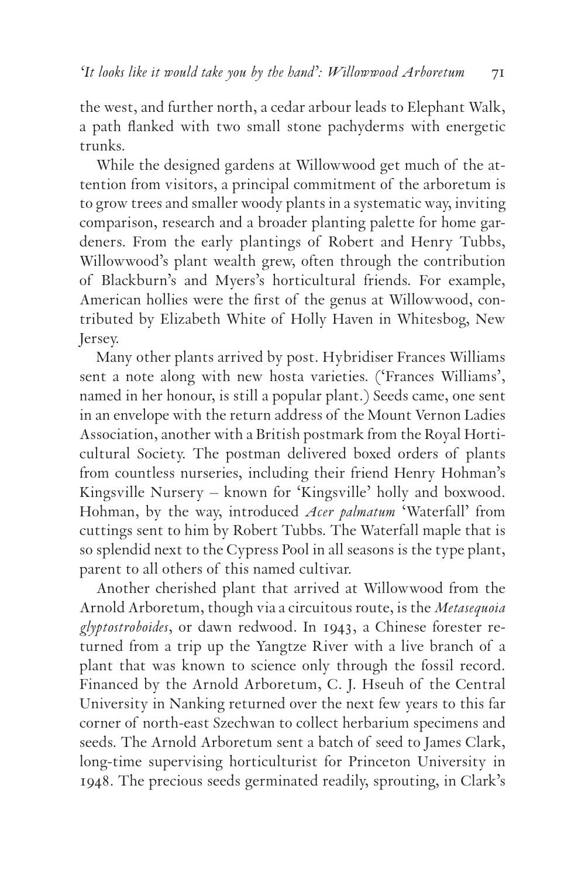the west, and further north, a cedar arbour leads to Elephant Walk, a path flanked with two small stone pachyderms with energetic trunks.

While the designed gardens at Willowwood get much of the attention from visitors, a principal commitment of the arboretum is to grow trees and smaller woody plants in a systematic way, inviting comparison, research and a broader planting palette for home gardeners. From the early plantings of Robert and Henry Tubbs, Willowwood's plant wealth grew, often through the contribution of Blackburn's and Myers's horticultural friends. For example, American hollies were the first of the genus at Willowwood, contributed by Elizabeth White of Holly Haven in Whitesbog, New Jersey.

Many other plants arrived by post. Hybridiser Frances Williams sent a note along with new hosta varieties. ('Frances Williams', named in her honour, is still a popular plant.) Seeds came, one sent in an envelope with the return address of the Mount Vernon Ladies Association, another with a British postmark from the Royal Horticultural Society. The postman delivered boxed orders of plants from countless nurseries, including their friend Henry Hohman's Kingsville Nursery – known for 'Kingsville' holly and boxwood. Hohman, by the way, introduced *Acer palmatum* 'Waterfall' from cuttings sent to him by Robert Tubbs. The Waterfall maple that is so splendid next to the Cypress Pool in all seasons is the type plant, parent to all others of this named cultivar.

Another cherished plant that arrived at Willowwood from the Arnold Arboretum, though via a circuitous route, is the *Metasequoia glyptostroboides*, or dawn redwood. In 1943, a Chinese forester returned from a trip up the Yangtze River with a live branch of a plant that was known to science only through the fossil record. Financed by the Arnold Arboretum, C. J. Hseuh of the Central University in Nanking returned over the next few years to this far corner of north-east Szechwan to collect herbarium specimens and seeds. The Arnold Arboretum sent a batch of seed to James Clark, long-time supervising horticulturist for Princeton University in 1948. The precious seeds germinated readily, sprouting, in Clark's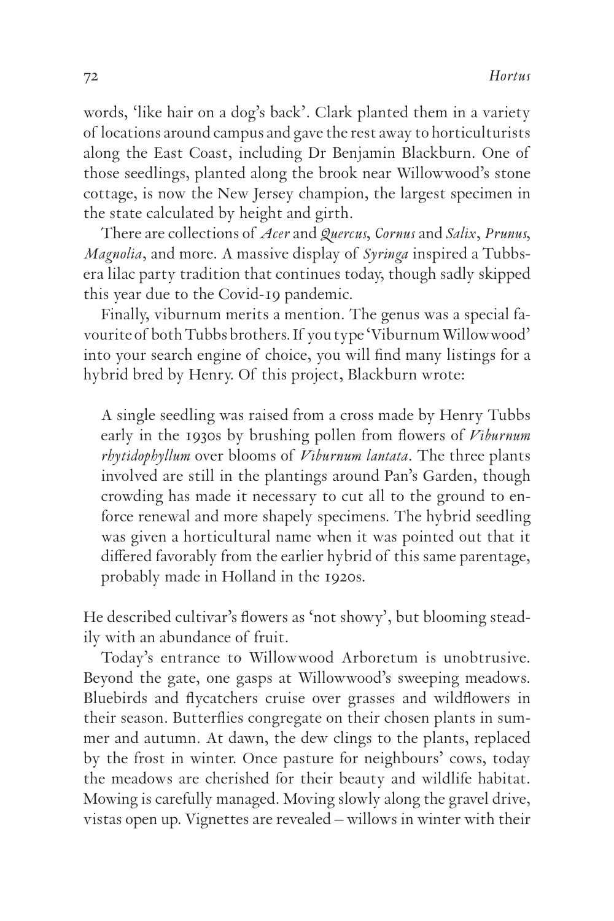words, 'like hair on a dog's back'. Clark planted them in a variety of locations around campus and gave the rest away to horticulturists along the East Coast, including Dr Benjamin Blackburn. One of those seedlings, planted along the brook near Willowwood's stone cottage, is now the New Jersey champion, the largest specimen in the state calculated by height and girth.

There are collections of *Acer* and *Quercus*, *Cornus* and *Salix*, *Prunus*, *Magnolia*, and more. A massive display of *Syringa* inspired a Tubbs-era lilac party tradition that continues today, though sadly skipped this year due to the Covid-19 pandemic.

Finally, viburnum merits a mention. The genus was a special favourite of both Tubbs brothers. If you type 'Viburnum Willowwood' into your search engine of choice, you will find many listings for a hybrid bred by Henry. Of this project, Blackburn wrote:

> A single seedling was raised from a cross made by Henry Tubbs early in the 1930s by brushing pollen from flowers of *Viburnum rhytidophyllum* over blooms of *Viburnum lantata*. The three plants involved are still in the plantings around Pan's Garden, though crowding has made it necessary to cut all to the ground to enforce renewal and more shapely specimens. The hybrid seedling was given a horticultural name when it was pointed out that it differed favorably from the earlier hybrid of this same parentage, probably made in Holland in the 1920s.

He described cultivar's flowers as 'not showy', but blooming steadily with an abundance of fruit.

Today's entrance to Willowwood Arboretum is unobtrusive. Beyond the gate, one gasps at Willowwood's sweeping meadows. Bluebirds and flycatchers cruise over grasses and wildflowers in their season. Butterflies congregate on their chosen plants in summer and autumn. At dawn, the dew clings to the plants, replaced by the frost in winter. Once pasture for neighbours' cows, today the meadows are cherished for their beauty and wildlife habitat. Mowing is carefully managed. Moving slowly along the gravel drive, vistas open up. Vignettes are revealed – willows in winter with their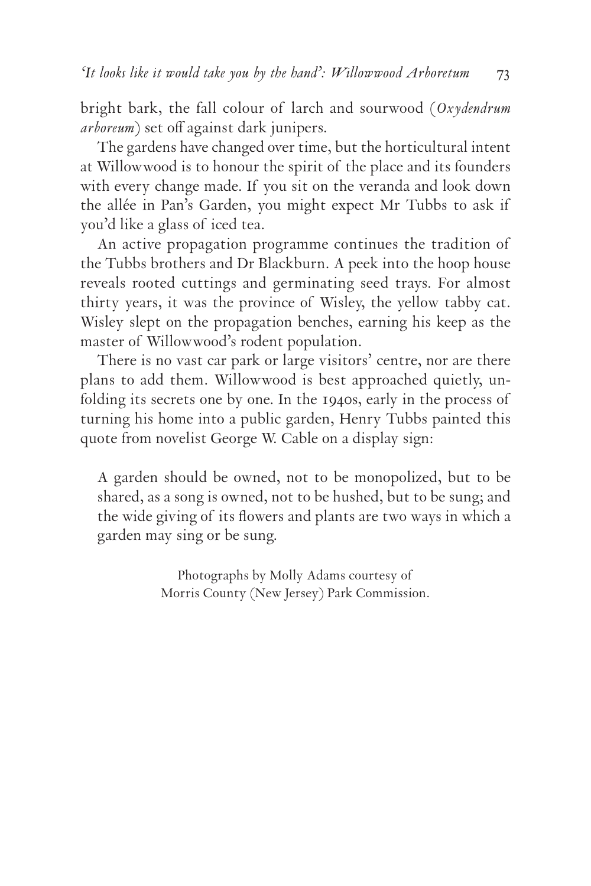bright bark, the fall colour of larch and sourwood (*Oxydendrum arboreum*) set off against dark junipers.

The gardens have changed over time, but the horticultural intent at Willowwood is to honour the spirit of the place and its founders with every change made. If you sit on the veranda and look down the allée in Pan's Garden, you might expect Mr Tubbs to ask if you'd like a glass of iced tea.

An active propagation programme continues the tradition of the Tubbs brothers and Dr Blackburn. A peek into the hoop house reveals rooted cuttings and germinating seed trays. For almost thirty years, it was the province of Wisley, the yellow tabby cat. Wisley slept on the propagation benches, earning his keep as the master of Willowwood's rodent population.

There is no vast car park or large visitors' centre, nor are there plans to add them. Willowwood is best approached quietly, unfolding its secrets one by one. In the 1940s, early in the process of turning his home into a public garden, Henry Tubbs painted this quote from novelist George W. Cable on a display sign:

> A garden should be owned, not to be monopolized, but to be shared, as a song is owned, not to be hushed, but to be sung; and the wide giving of its flowers and plants are two ways in which a garden may sing or be sung.

Photographs by Molly Adams courtesy of Morris County (New Jersey) Park Commission.